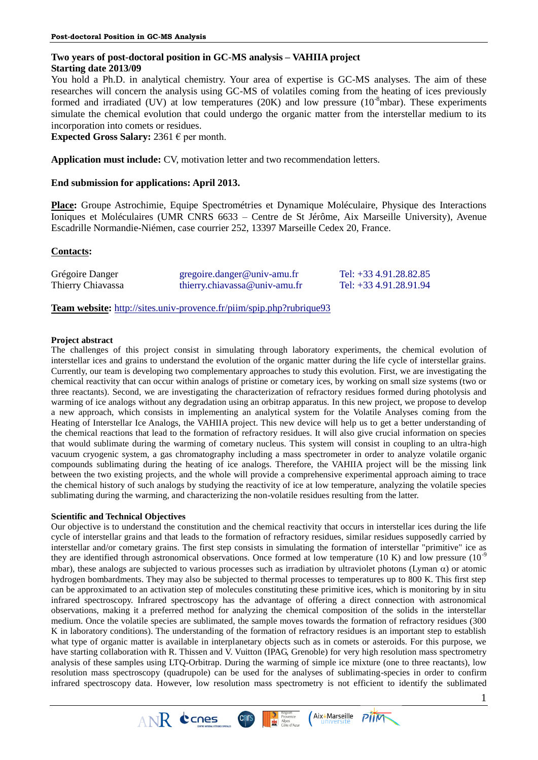**Two years of post-doctoral position in GC-MS analysis – VAHIIA project**
**Starting date 2013/09**

You hold a Ph.D. in analytical chemistry. Your area of expertise is GC-MS analyses. The aim of these researches will concern the analysis using GC-MS of volatiles coming from the heating of ices previously formed and irradiated (UV) at low temperatures (20K) and low pressure ($10^{-8}$mbar). These experiments simulate the chemical evolution that could undergo the organic matter from the interstellar medium to its incorporation into comets or residues.

**Expected Gross Salary:** 2361 € per month.

**Application must include:** CV, motivation letter and two recommendation letters.

**End submission for applications: April 2013.**

**Place:** Groupe Astrochimie, Equipe Spectrométries et Dynamique Moléculaire, Physique des Interactions Ioniques et Moléculaires (UMR CNRS 6633 – Centre de St Jérôme, Aix Marseille University), Avenue Escadrille Normandie-Niémen, case courrier 252, 13397 Marseille Cedex 20, France.

**Contacts:**

| | | |
|---|---|---|
| Grégoire Danger | gregoire.danger@univ-amu.fr | Tel: +33 4.91.28.82.85 |
| Thierry Chiavassa | thierry.chiavassa@univ-amu.fr | Tel: +33 4.91.28.91.94 |

**Team website:** http://sites.univ-provence.fr/piim/spip.php?rubrique93

### Project abstract

The challenges of this project consist in simulating through laboratory experiments, the chemical evolution of interstellar ices and grains to understand the evolution of the organic matter during the life cycle of interstellar grains. Currently, our team is developing two complementary approaches to study this evolution. First, we are investigating the chemical reactivity that can occur within analogs of pristine or cometary ices, by working on small size systems (two or three reactants). Second, we are investigating the characterization of refractory residues formed during photolysis and warming of ice analogs without any degradation using an orbitrap apparatus. In this new project, we propose to develop a new approach, which consists in implementing an analytical system for the Volatile Analyses coming from the Heating of Interstellar Ice Analogs, the VAHIIA project. This new device will help us to get a better understanding of the chemical reactions that lead to the formation of refractory residues. It will also give crucial information on species that would sublimate during the warming of cometary nucleus. This system will consist in coupling to an ultra-high vacuum cryogenic system, a gas chromatography including a mass spectrometer in order to analyze volatile organic compounds sublimating during the heating of ice analogs. Therefore, the VAHIIA project will be the missing link between the two existing projects, and the whole will provide a comprehensive experimental approach aiming to trace the chemical history of such analogs by studying the reactivity of ice at low temperature, analyzing the volatile species sublimating during the warming, and characterizing the non-volatile residues resulting from the latter.

### Scientific and Technical Objectives

Our objective is to understand the constitution and the chemical reactivity that occurs in interstellar ices during the life cycle of interstellar grains and that leads to the formation of refractory residues, similar residues supposedly carried by interstellar and/or cometary grains. The first step consists in simulating the formation of interstellar "primitive" ice as they are identified through astronomical observations. Once formed at low temperature (10 K) and low pressure ($10^{-9}$ mbar), these analogs are subjected to various processes such as irradiation by ultraviolet photons (Lyman $\alpha$) or atomic hydrogen bombardments. They may also be subjected to thermal processes to temperatures up to 800 K. This first step can be approximated to an activation step of molecules constituting these primitive ices, which is monitoring by in situ infrared spectroscopy. Infrared spectroscopy has the advantage of offering a direct connection with astronomical observations, making it a preferred method for analyzing the chemical composition of the solids in the interstellar medium. Once the volatile species are sublimated, the sample moves towards the formation of refractory residues (300 K in laboratory conditions). The understanding of the formation of refractory residues is an important step to establish what type of organic matter is available in interplanetary objects such as in comets or asteroids. For this purpose, we have starting collaboration with R. Thissen and V. Vuitton (IPAG, Grenoble) for very high resolution mass spectrometry analysis of these samples using LTQ-Orbitrap. During the warming of simple ice mixture (one to three reactants), low resolution mass spectroscopy (quadrupole) can be used for the analyses of sublimating-species in order to confirm infrared spectroscopy data. However, low resolution mass spectrometry is not efficient to identify the sublimated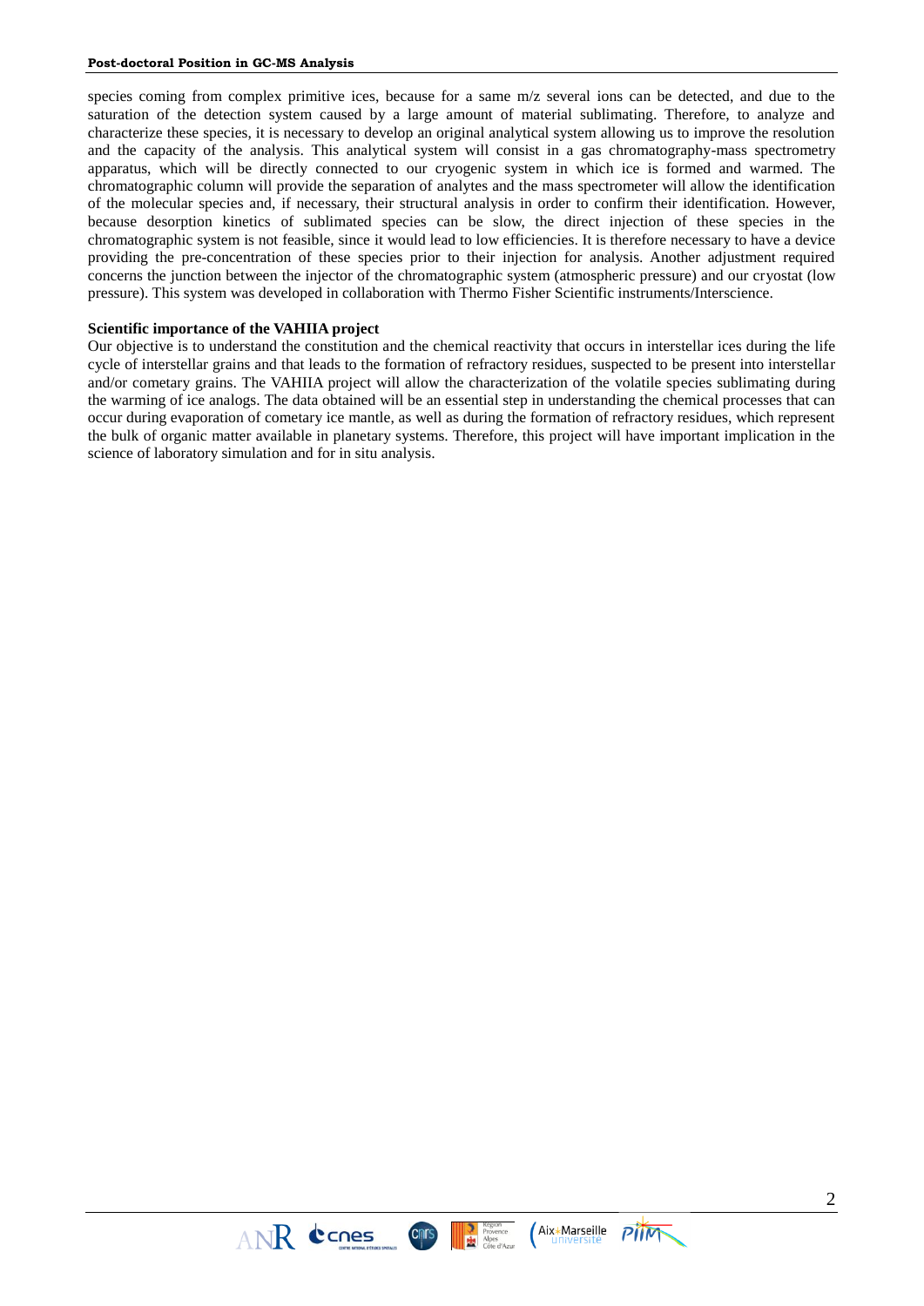species coming from complex primitive ices, because for a same m/z several ions can be detected, and due to the saturation of the detection system caused by a large amount of material sublimating. Therefore, to analyze and characterize these species, it is necessary to develop an original analytical system allowing us to improve the resolution and the capacity of the analysis. This analytical system will consist in a gas chromatography-mass spectrometry apparatus, which will be directly connected to our cryogenic system in which ice is formed and warmed. The chromatographic column will provide the separation of analytes and the mass spectrometer will allow the identification of the molecular species and, if necessary, their structural analysis in order to confirm their identification. However, because desorption kinetics of sublimated species can be slow, the direct injection of these species in the chromatographic system is not feasible, since it would lead to low efficiencies. It is therefore necessary to have a device providing the pre-concentration of these species prior to their injection for analysis. Another adjustment required concerns the junction between the injector of the chromatographic system (atmospheric pressure) and our cryostat (low pressure). This system was developed in collaboration with Thermo Fisher Scientific instruments/Interscience.

**Scientific importance of the VAHIIA project**

Our objective is to understand the constitution and the chemical reactivity that occurs in interstellar ices during the life cycle of interstellar grains and that leads to the formation of refractory residues, suspected to be present into interstellar and/or cometary grains. The VAHIIA project will allow the characterization of the volatile species sublimating during the warming of ice analogs. The data obtained will be an essential step in understanding the chemical processes that can occur during evaporation of cometary ice mantle, as well as during the formation of refractory residues, which represent the bulk of organic matter available in planetary systems. Therefore, this project will have important implication in the science of laboratory simulation and for in situ analysis.